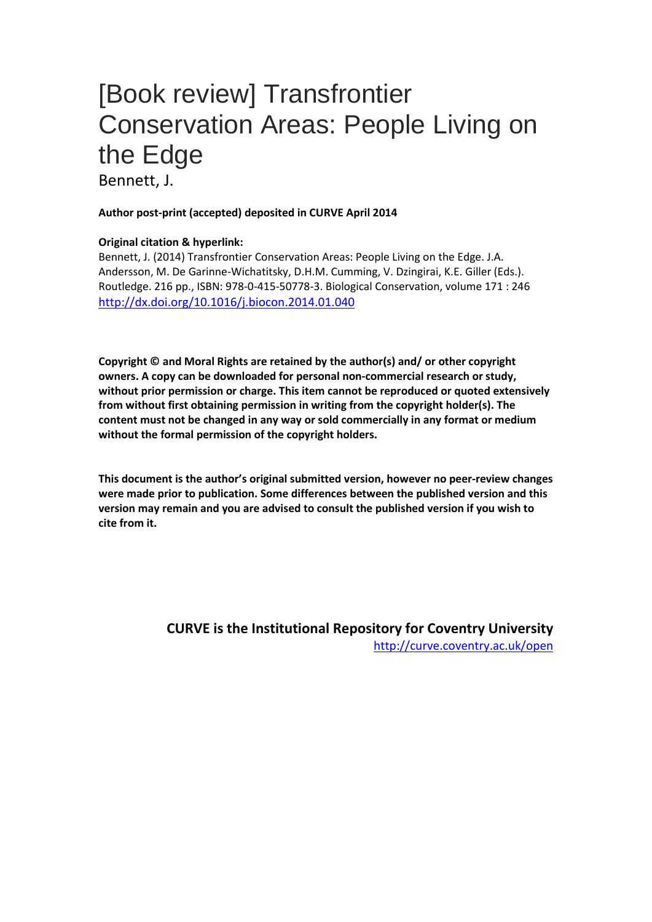# [Book review] Transfrontier Conservation Areas: People Living on the Edge

Bennett, J.

**Author post-print (accepted) deposited in CURVE April 2014**

**Original citation & hyperlink:**

Bennett, J. (2014) Transfrontier Conservation Areas: People Living on the Edge. J.A. Andersson, M. De Garinne-Wichatitsky, D.H.M. Cumming, V. Dzingirai, K.E. Giller (Eds.). Routledge. 216 pp., ISBN: 978-0-415-50778-3. Biological Conservation, volume 171 : 246
[http://dx.doi.org/10.1016/j.biocon.2014.01.040](http://dx.doi.org/10.1016/j.biocon.2014.01.040)

**Copyright © and Moral Rights are retained by the author(s) and/ or other copyright owners. A copy can be downloaded for personal non-commercial research or study, without prior permission or charge. This item cannot be reproduced or quoted extensively from without first obtaining permission in writing from the copyright holder(s). The content must not be changed in any way or sold commercially in any format or medium without the formal permission of the copyright holders.**

**This document is the author's original submitted version, however no peer-review changes were made prior to publication. Some differences between the published version and this version may remain and you are advised to consult the published version if you wish to cite from it.**

**CURVE is the Institutional Repository for Coventry University**
[http://curve.coventry.ac.uk/open](http://curve.coventry.ac.uk/open)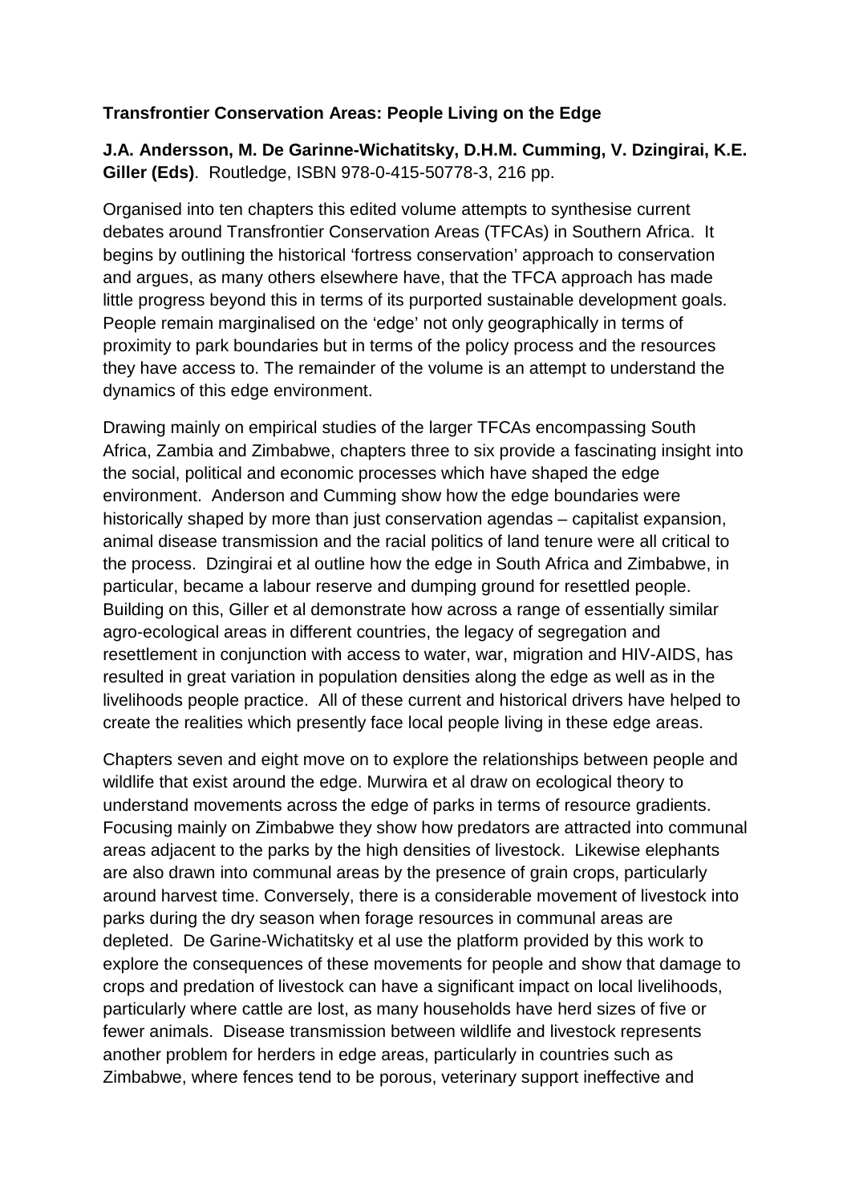**Transfrontier Conservation Areas: People Living on the Edge**

**J.A. Andersson, M. De Garinne-Wichatitsky, D.H.M. Cumming, V. Dzingirai, K.E. Giller (Eds)**. Routledge, ISBN 978-0-415-50778-3, 216 pp.

Organised into ten chapters this edited volume attempts to synthesise current debates around Transfrontier Conservation Areas (TFCAs) in Southern Africa. It begins by outlining the historical 'fortress conservation' approach to conservation and argues, as many others elsewhere have, that the TFCA approach has made little progress beyond this in terms of its purported sustainable development goals. People remain marginalised on the 'edge' not only geographically in terms of proximity to park boundaries but in terms of the policy process and the resources they have access to. The remainder of the volume is an attempt to understand the dynamics of this edge environment.

Drawing mainly on empirical studies of the larger TFCAs encompassing South Africa, Zambia and Zimbabwe, chapters three to six provide a fascinating insight into the social, political and economic processes which have shaped the edge environment. Anderson and Cumming show how the edge boundaries were historically shaped by more than just conservation agendas – capitalist expansion, animal disease transmission and the racial politics of land tenure were all critical to the process. Dzingirai et al outline how the edge in South Africa and Zimbabwe, in particular, became a labour reserve and dumping ground for resettled people. Building on this, Giller et al demonstrate how across a range of essentially similar agro-ecological areas in different countries, the legacy of segregation and resettlement in conjunction with access to water, war, migration and HIV-AIDS, has resulted in great variation in population densities along the edge as well as in the livelihoods people practice. All of these current and historical drivers have helped to create the realities which presently face local people living in these edge areas.

Chapters seven and eight move on to explore the relationships between people and wildlife that exist around the edge. Murwira et al draw on ecological theory to understand movements across the edge of parks in terms of resource gradients. Focusing mainly on Zimbabwe they show how predators are attracted into communal areas adjacent to the parks by the high densities of livestock. Likewise elephants are also drawn into communal areas by the presence of grain crops, particularly around harvest time. Conversely, there is a considerable movement of livestock into parks during the dry season when forage resources in communal areas are depleted. De Garine-Wichatitsky et al use the platform provided by this work to explore the consequences of these movements for people and show that damage to crops and predation of livestock can have a significant impact on local livelihoods, particularly where cattle are lost, as many households have herd sizes of five or fewer animals. Disease transmission between wildlife and livestock represents another problem for herders in edge areas, particularly in countries such as Zimbabwe, where fences tend to be porous, veterinary support ineffective and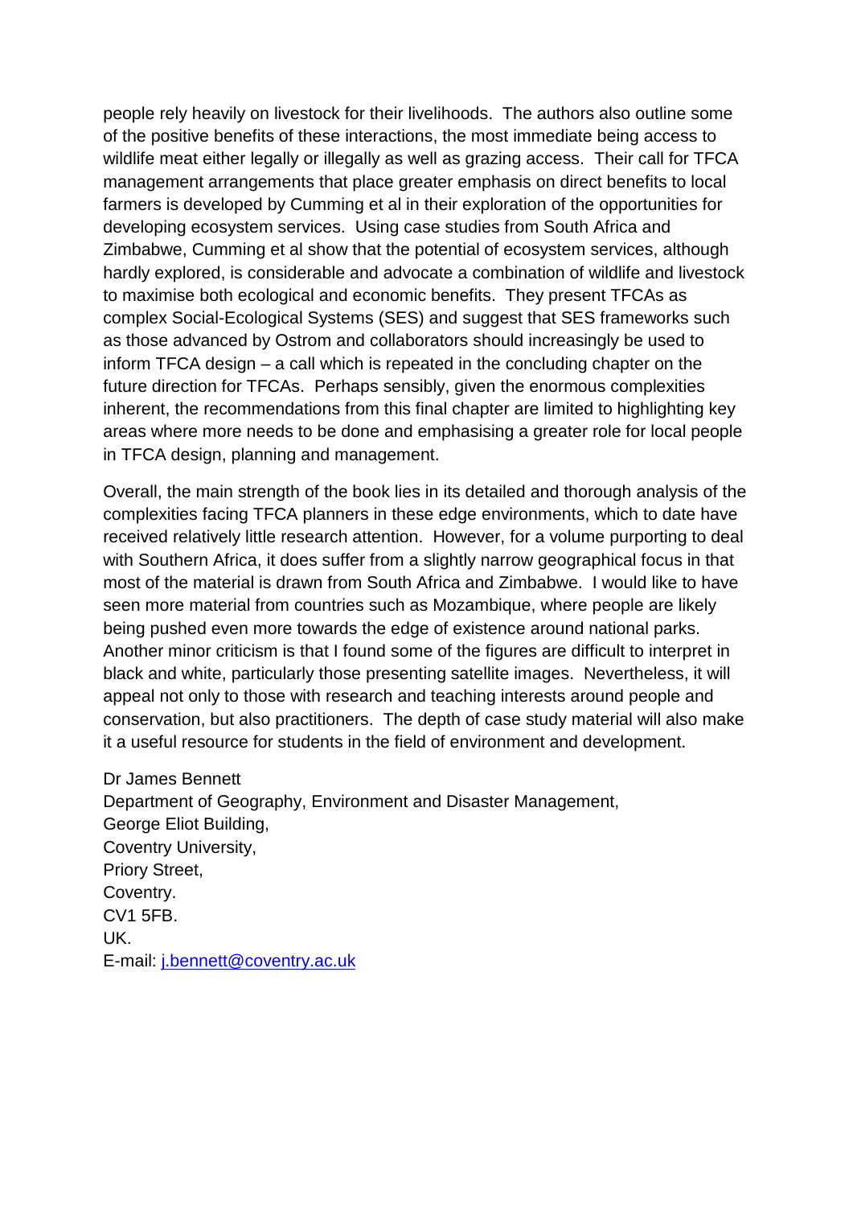people rely heavily on livestock for their livelihoods. The authors also outline some of the positive benefits of these interactions, the most immediate being access to wildlife meat either legally or illegally as well as grazing access. Their call for TFCA management arrangements that place greater emphasis on direct benefits to local farmers is developed by Cumming et al in their exploration of the opportunities for developing ecosystem services. Using case studies from South Africa and Zimbabwe, Cumming et al show that the potential of ecosystem services, although hardly explored, is considerable and advocate a combination of wildlife and livestock to maximise both ecological and economic benefits. They present TFCAs as complex Social-Ecological Systems (SES) and suggest that SES frameworks such as those advanced by Ostrom and collaborators should increasingly be used to inform TFCA design – a call which is repeated in the concluding chapter on the future direction for TFCAs. Perhaps sensibly, given the enormous complexities inherent, the recommendations from this final chapter are limited to highlighting key areas where more needs to be done and emphasising a greater role for local people in TFCA design, planning and management.

Overall, the main strength of the book lies in its detailed and thorough analysis of the complexities facing TFCA planners in these edge environments, which to date have received relatively little research attention. However, for a volume purporting to deal with Southern Africa, it does suffer from a slightly narrow geographical focus in that most of the material is drawn from South Africa and Zimbabwe. I would like to have seen more material from countries such as Mozambique, where people are likely being pushed even more towards the edge of existence around national parks. Another minor criticism is that I found some of the figures are difficult to interpret in black and white, particularly those presenting satellite images. Nevertheless, it will appeal not only to those with research and teaching interests around people and conservation, but also practitioners. The depth of case study material will also make it a useful resource for students in the field of environment and development.

Dr James Bennett  
Department of Geography, Environment and Disaster Management,  
George Eliot Building,  
Coventry University,  
Priory Street,  
Coventry.  
CV1 5FB.  
UK.  
E-mail: j.bennett@coventry.ac.uk